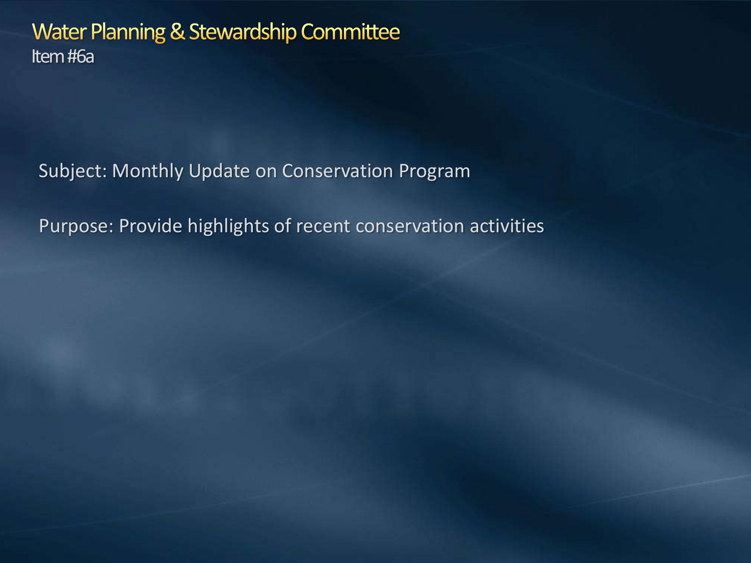# Water Planning & Stewardship Committee

Item #6a

Subject: Monthly Update on Conservation Program

Purpose: Provide highlights of recent conservation activities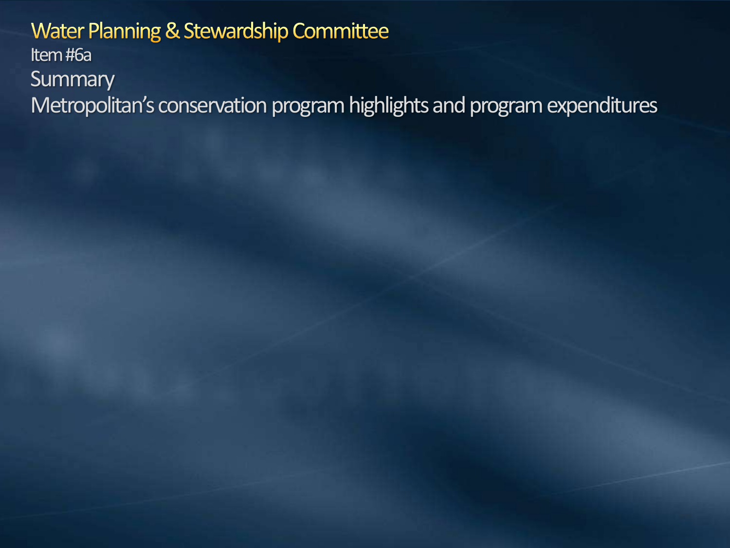# Water Planning & Stewardship Committee

Item #6a

## Summary

Metropolitan's conservation program highlights and program expenditures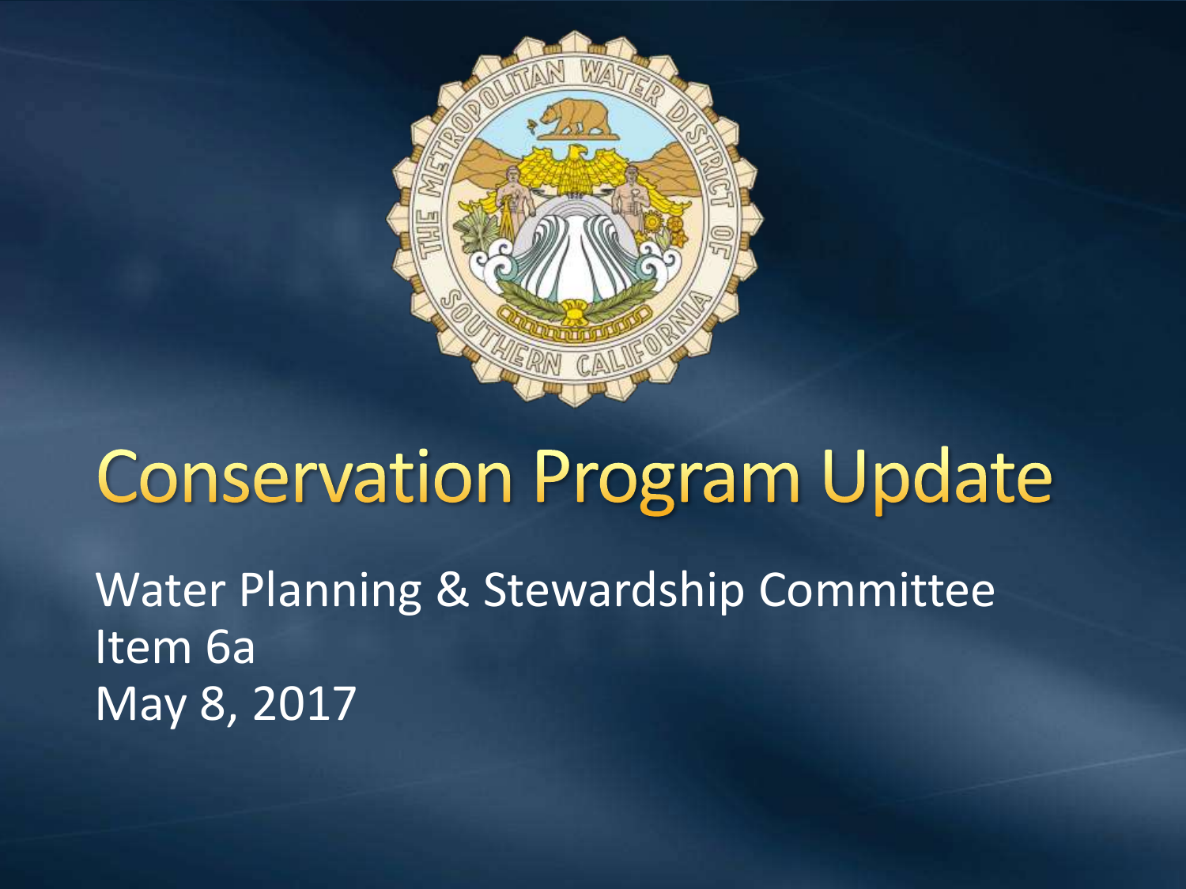# Conservation Program Update

Water Planning & Stewardship Committee
Item 6a
May 8, 2017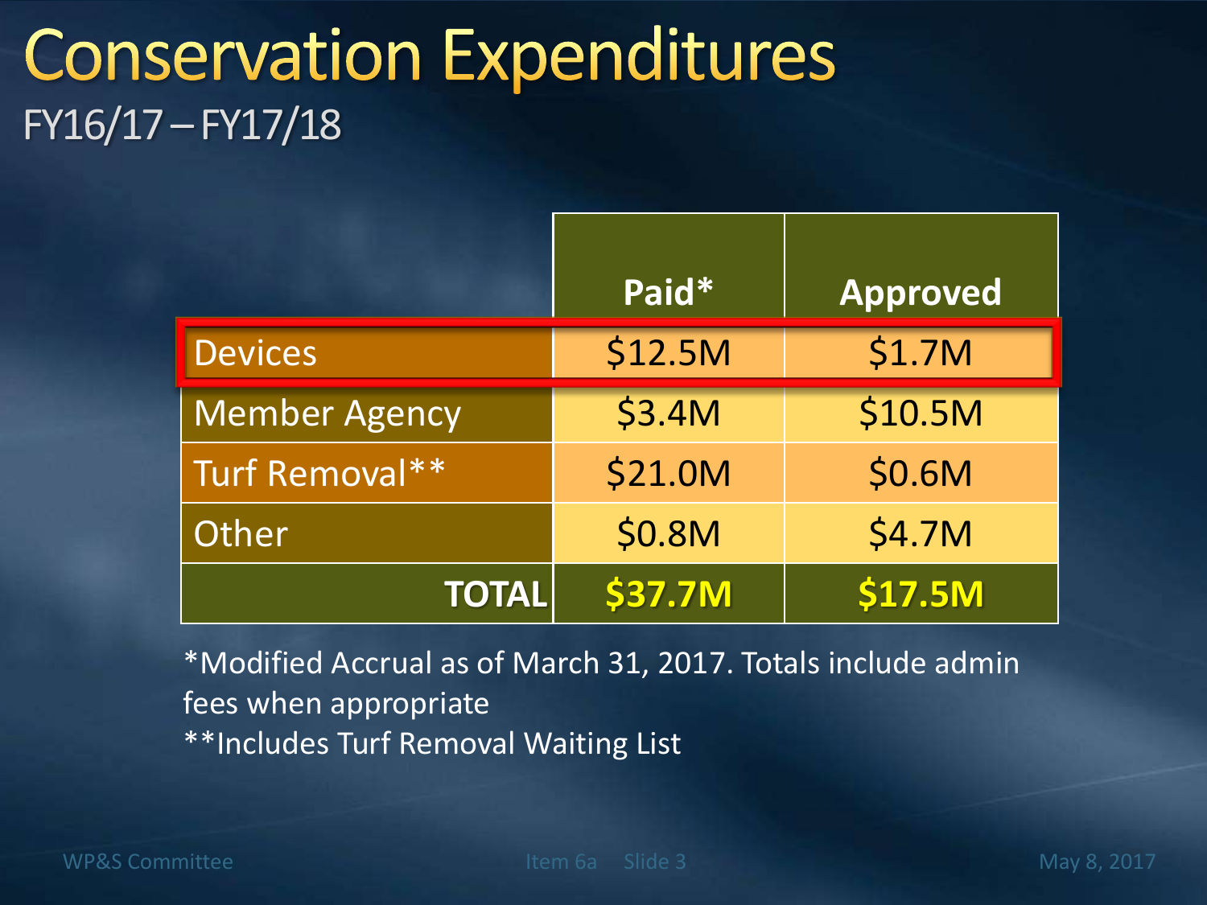# Conservation Expenditures

## FY16/17 – FY17/18

| | Paid* | Approved |
|---|---|---|
| Devices | $12.5M | $1.7M |
| Member Agency | $3.4M | $10.5M |
| Turf Removal** | $21.0M | $0.6M |
| Other | $0.8M | $4.7M |
| **TOTAL** | **$37.7M** | **$17.5M** |

*Modified Accrual as of March 31, 2017. Totals include admin fees when appropriate

**Includes Turf Removal Waiting List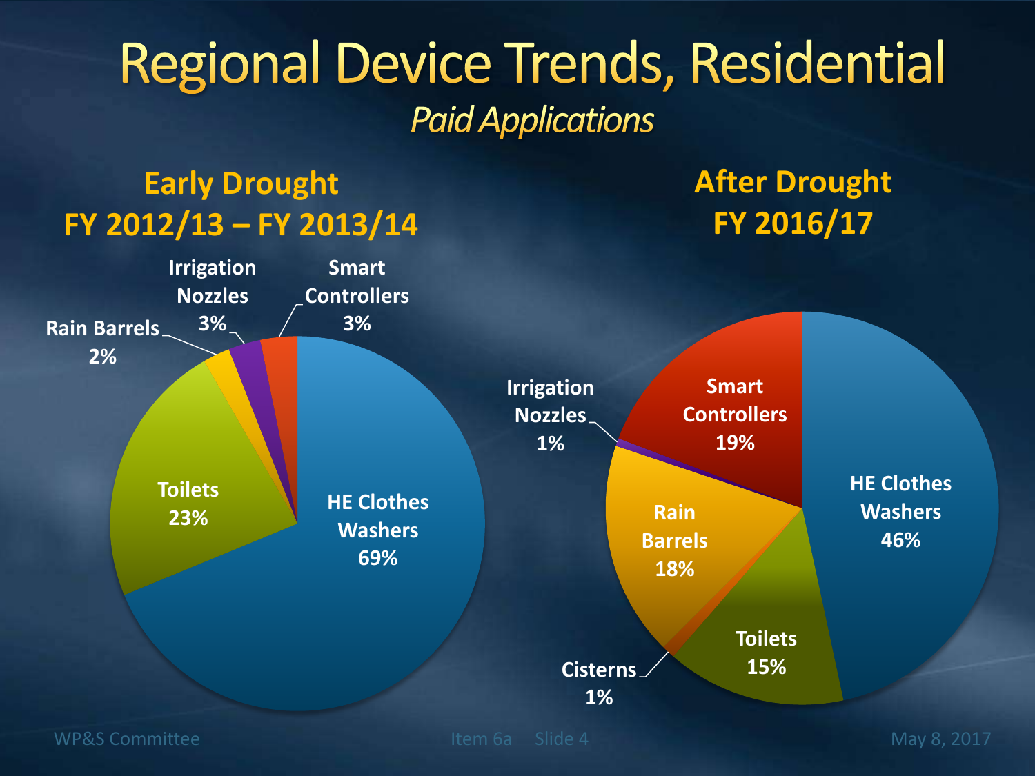# Regional Device Trends, Residential

*Paid Applications*

## Early Drought
## FY 2012/13 – FY 2013/14

| Device | Share |
| --- | --- |
| HE Clothes Washers | 69% |
| Toilets | 23% |
| Rain Barrels | 2% |
| Irrigation Nozzles | 3% |
| Smart Controllers | 3% |

## After Drought
## FY 2016/17

| Device | Share |
| --- | --- |
| HE Clothes Washers | 46% |
| Toilets | 15% |
| Cisterns | 1% |
| Rain Barrels | 18% |
| Irrigation Nozzles | 1% |
| Smart Controllers | 19% |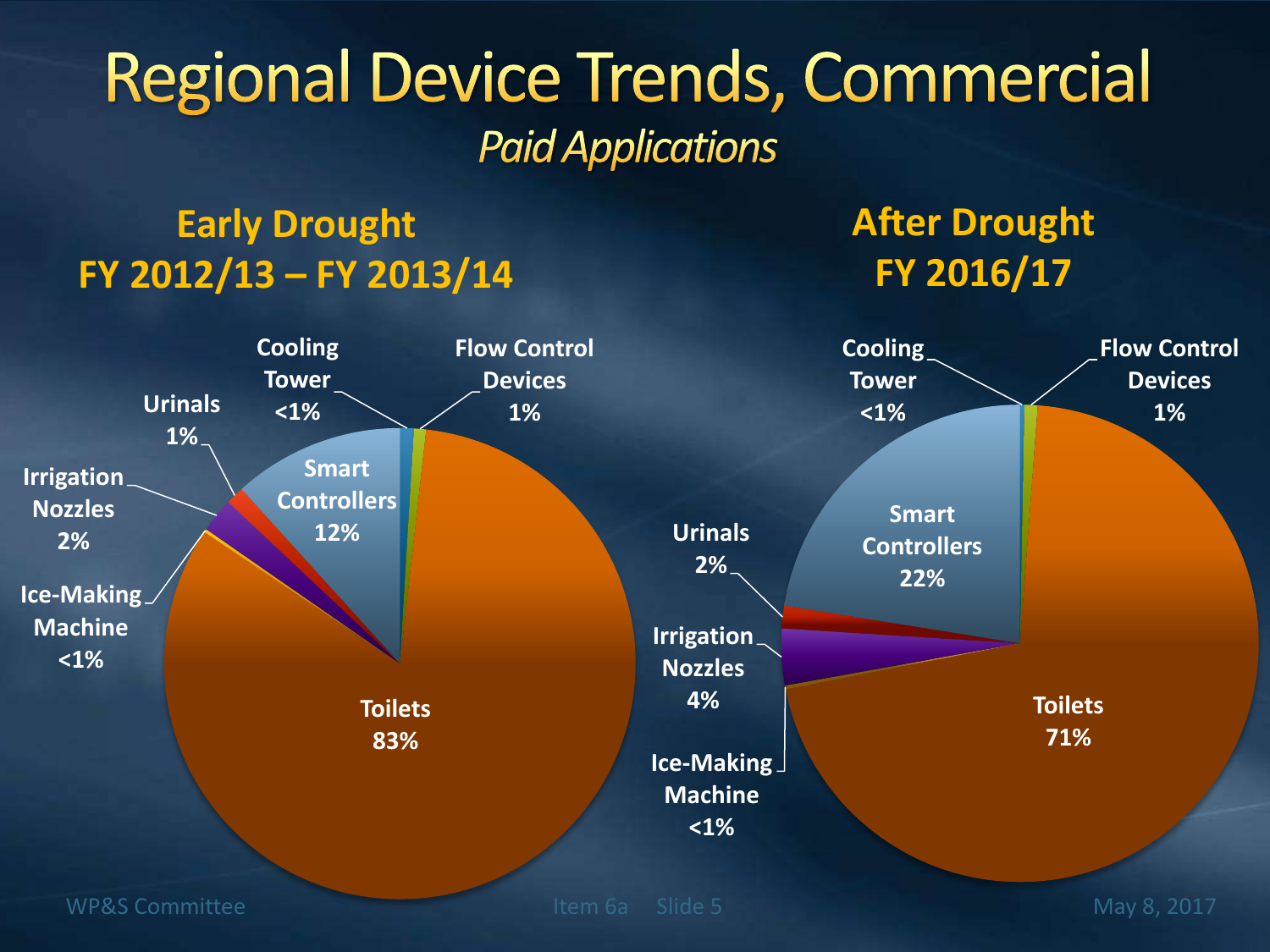# Regional Device Trends, Commercial

*Paid Applications*

## Early Drought
## FY 2012/13 – FY 2013/14

| Device | Share |
| --- | --- |
| Toilets | 83% |
| Smart Controllers | 12% |
| Irrigation Nozzles | 2% |
| Urinals | 1% |
| Flow Control Devices | 1% |
| Cooling Tower | <1% |
| Ice-Making Machine | <1% |

## After Drought
## FY 2016/17

| Device | Share |
| --- | --- |
| Toilets | 71% |
| Smart Controllers | 22% |
| Irrigation Nozzles | 4% |
| Urinals | 2% |
| Flow Control Devices | 1% |
| Cooling Tower | <1% |
| Ice-Making Machine | <1% |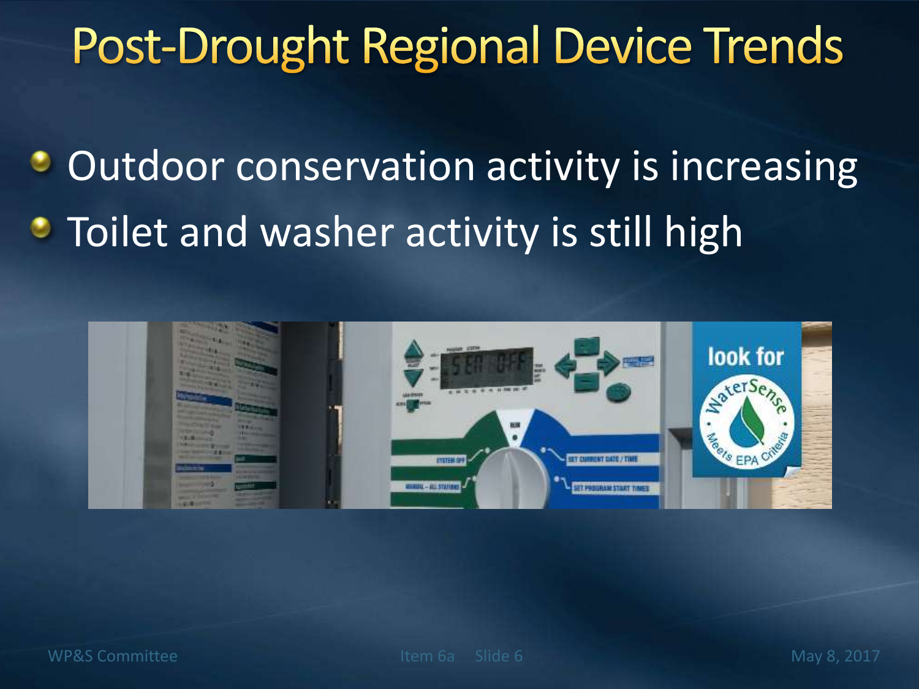# Post-Drought Regional Device Trends

- Outdoor conservation activity is increasing
- Toilet and washer activity is still high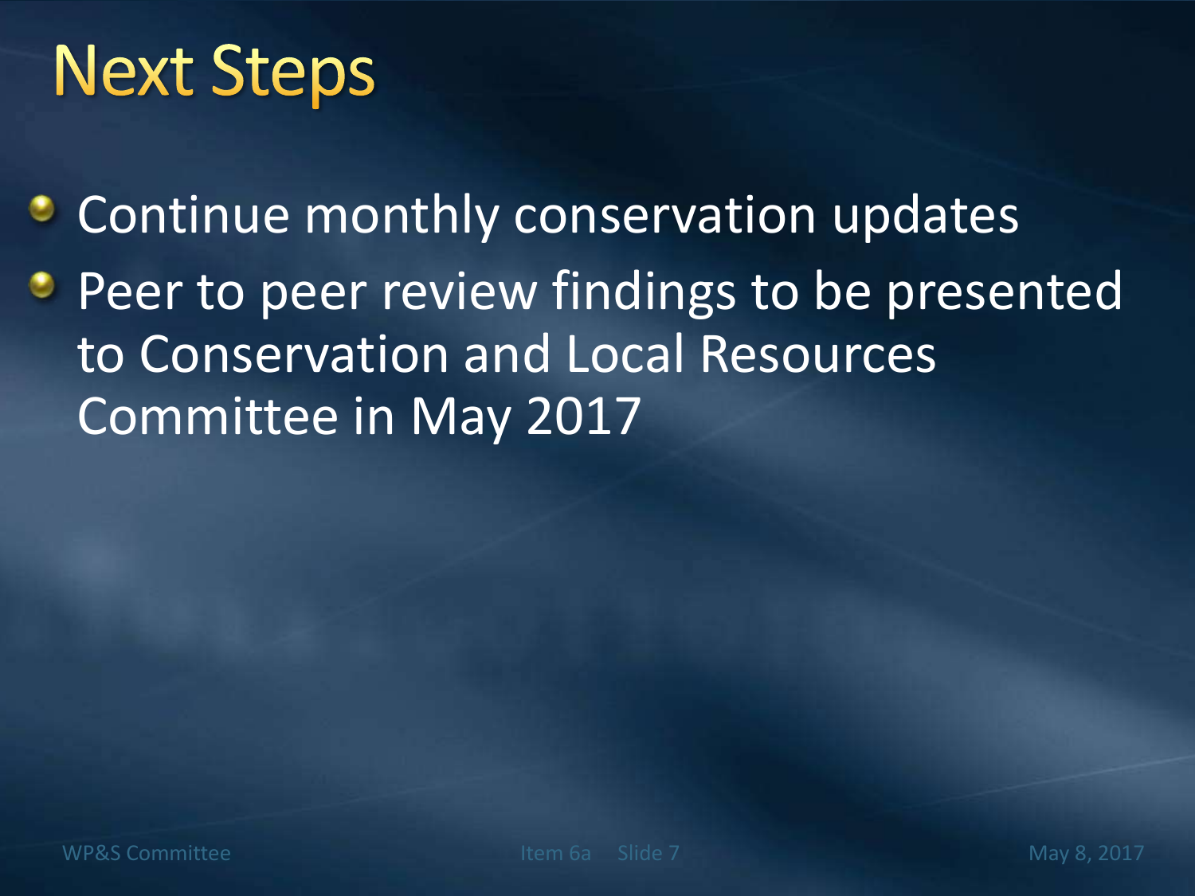# Next Steps

- Continue monthly conservation updates
- Peer to peer review findings to be presented to Conservation and Local Resources Committee in May 2017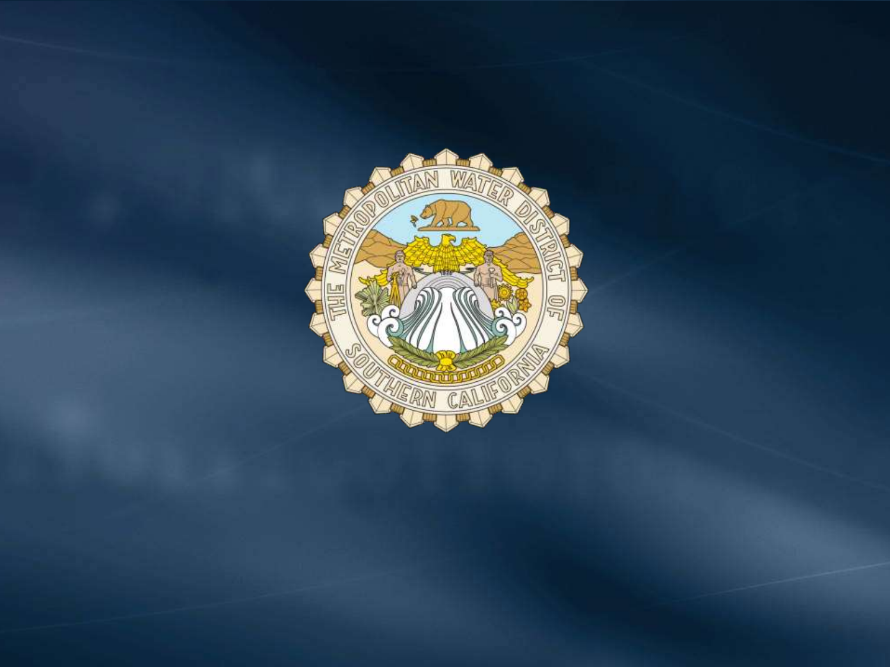THE METROPOLITAN WATER DISTRICT OF SOUTHERN CALIFORNIA